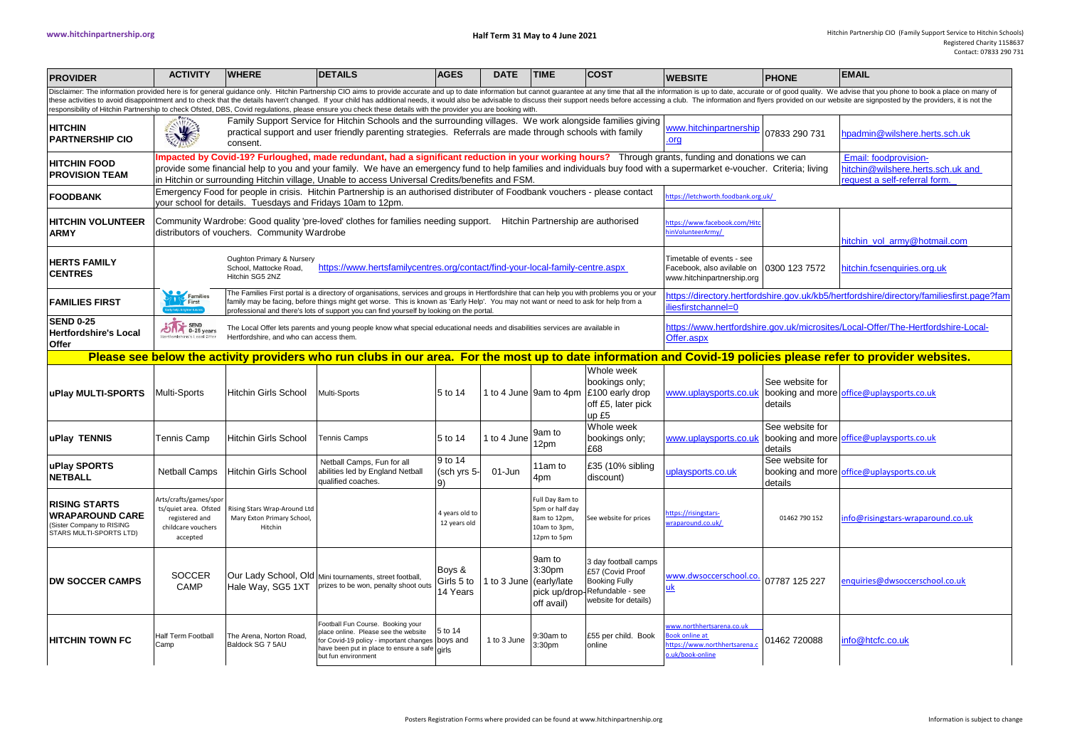# Half Term 31 May to 4 June 2021

www.hitchinpartnership.org

Hitchin Partnership CIO (Family Support Service to Hitchin Schools)
Registered Charity 1158637
Contact: 07833 290 731

| PROVIDER | ACTIVITY | WHERE | DETAILS | AGES | DATE | TIME | COST | WEBSITE | PHONE | EMAIL |
|---|---|---|---|---|---|---|---|---|---|---|
| Disclaimer: The information provided here is for general guidance only. Hitchin Partnership CIO aims to provide accurate and up to date information but cannot guarantee at any time that all the information is up to date, accurate or of good quality. We advise that you phone to book a place on many of these activities to avoid disappointment and to check that the details haven't changed. If your child has additional needs, it would also be advisable to discuss their support needs before accessing a club. The information and flyers provided on our website are signposted by the providers, it is not the responsibility of Hitchin Partnership to check Ofsted, DBS, Covid regulations, please ensure you check these details with the provider you are booking with. | | | | | | | | | | |
| **HITCHIN PARTNERSHIP CIO** | | Family Support Service for Hitchin Schools and the surrounding villages. We work alongside families giving practical support and user friendly parenting strategies. Referrals are made through schools with family consent. | | | | | | www.hitchinpartnership.org | 07833 290 731 | hpadmin@wilshere.herts.sch.uk |
| **HITCHIN FOOD PROVISION TEAM** | **Impacted by Covid-19? Furloughed, made redundant, had a significant reduction in your working hours?** Through grants, funding and donations we can provide some financial help to you and your family. We have an emergency fund to help families and individuals buy food with a supermarket e-voucher. Criteria; living in Hitchin or surrounding Hitchin village, Unable to access Universal Credits/benefits and FSM. | | | | | | | | | Email: foodprovision-hitchin@wilshere.herts.sch.uk and request a self-referral form. |
| **FOODBANK** | Emergency Food for people in crisis. Hitchin Partnership is an authorised distributer of Foodbank vouchers - please contact your school for details. Tuesdays and Fridays 10am to 12pm. | | | | | | | https://letchworth.foodbank.org.uk/ | | |
| **HITCHIN VOLUNTEER ARMY** | Community Wardrobe: Good quality 'pre-loved' clothes for families needing support. Hitchin Partnership are authorised distributors of vouchers. Community Wardrobe | | | | | | | https://www.facebook.com/HitchinVolunteerArmy/ | | hitchin_vol_army@hotmail.com |
| **HERTS FAMILY CENTRES** | | Oughton Primary & Nursery School, Mattocke Road, Hitchin SG5 2NZ | https://www.hertsfamilycentres.org/contact/find-your-local-family-centre.aspx | | | | | Timetable of events - see Facebook, also avilable on www.hitchinpartnership.org | 0300 123 7572 | hitchin.fcsenquiries.org.uk |
| **FAMILIES FIRST** | | The Families First portal is a directory of organisations, services and groups in Hertfordshire that can help you with problems you or your family may be facing, before things might get worse. This is known as 'Early Help'. You may not want or need to ask for help from a professional and there's lots of support you can find yourself by looking on the portal. | | | | | | https://directory.hertfordshire.gov.uk/kb5/hertfordshire/directory/familiesfirst.page?familiesfirstchannel=0 | | |
| **SEND 0-25 Hertfordshire's Local Offer** | | The Local Offer lets parents and young people know what special educational needs and disabilities services are available in Hertfordshire, and who can access them. | | | | | | https://www.hertfordshire.gov.uk/microsites/Local-Offer/The-Hertfordshire-Local-Offer.aspx | | |
| **Please see below the activity providers who run clubs in our area. For the most up to date information and Covid-19 policies please refer to provider websites.** | | | | | | | | | | |
| **uPlay MULTI-SPORTS** | Multi-Sports | Hitchin Girls School | Multi-Sports | 5 to 14 | 1 to 4 June | 9am to 4pm | Whole week bookings only; £100 early drop off £5, later pick up £5 | www.uplaysports.co.uk | See website for booking and more details | office@uplaysports.co.uk |
| **uPlay TENNIS** | Tennis Camp | Hitchin Girls School | Tennis Camps | 5 to 14 | 1 to 4 June | 9am to 12pm | Whole week bookings only; £68 | www.uplaysports.co.uk | See website for booking and more details | office@uplaysports.co.uk |
| **uPlay SPORTS NETBALL** | Netball Camps | Hitchin Girls School | Netball Camps, Fun for all abilities led by England Netball qualified coaches. | 9 to 14 (sch yrs 5-9) | 01-Jun | 11am to 4pm | £35 (10% sibling discount) | uplaysports.co.uk | See website for booking and more details | office@uplaysports.co.uk |
| **RISING STARTS WRAPAROUND CARE** (Sister Company to RISING STARS MULTI-SPORTS LTD) | Arts/crafts/games/sports/quiet area. Ofsted registered and childcare vouchers accepted | Rising Stars Wrap-Around Ltd Mary Exton Primary School, Hitchin | | 4 years old to 12 years old | | Full Day 8am to 5pm or half day 8am to 12pm, 10am to 3pm, 12pm to 5pm | See website for prices | https://risingstars-wraparound.co.uk/ | 01462 790 152 | info@risingstars-wraparound.co.uk |
| **DW SOCCER CAMPS** | SOCCER CAMP | Our Lady School, Old Hale Way, SG5 1XT | Mini tournaments, street football, prizes to be won, penalty shoot outs | Boys & Girls 5 to 14 Years | 1 to 3 June | 9am to 3:30pm (early/late pick up/drop-off avail) | 3 day football camps £57 (Covid Proof Booking Fully Refundable - see website for details) | www.dwsoccerschool.co.uk | 07787 125 227 | enquiries@dwsoccerschool.co.uk |
| **HITCHIN TOWN FC** | Half Term Football Camp | The Arena, Norton Road, Baldock SG 7 5AU | Football Fun Course. Booking your place online. Please see the website for Covid-19 policy - important changes have been put in place to ensure a safe but fun environment | 5 to 14 boys and girls | 1 to 3 June | 9:30am to 3:30pm | £55 per child. Book online | www.northhertsarena.co.uk Book online at https://www.northhertsarena.co.uk/book-online | 01462 720088 | info@htcfc.co.uk |

Posters Registration Forms where provided can be found at www.hitchinpartnership.org

Information is subject to change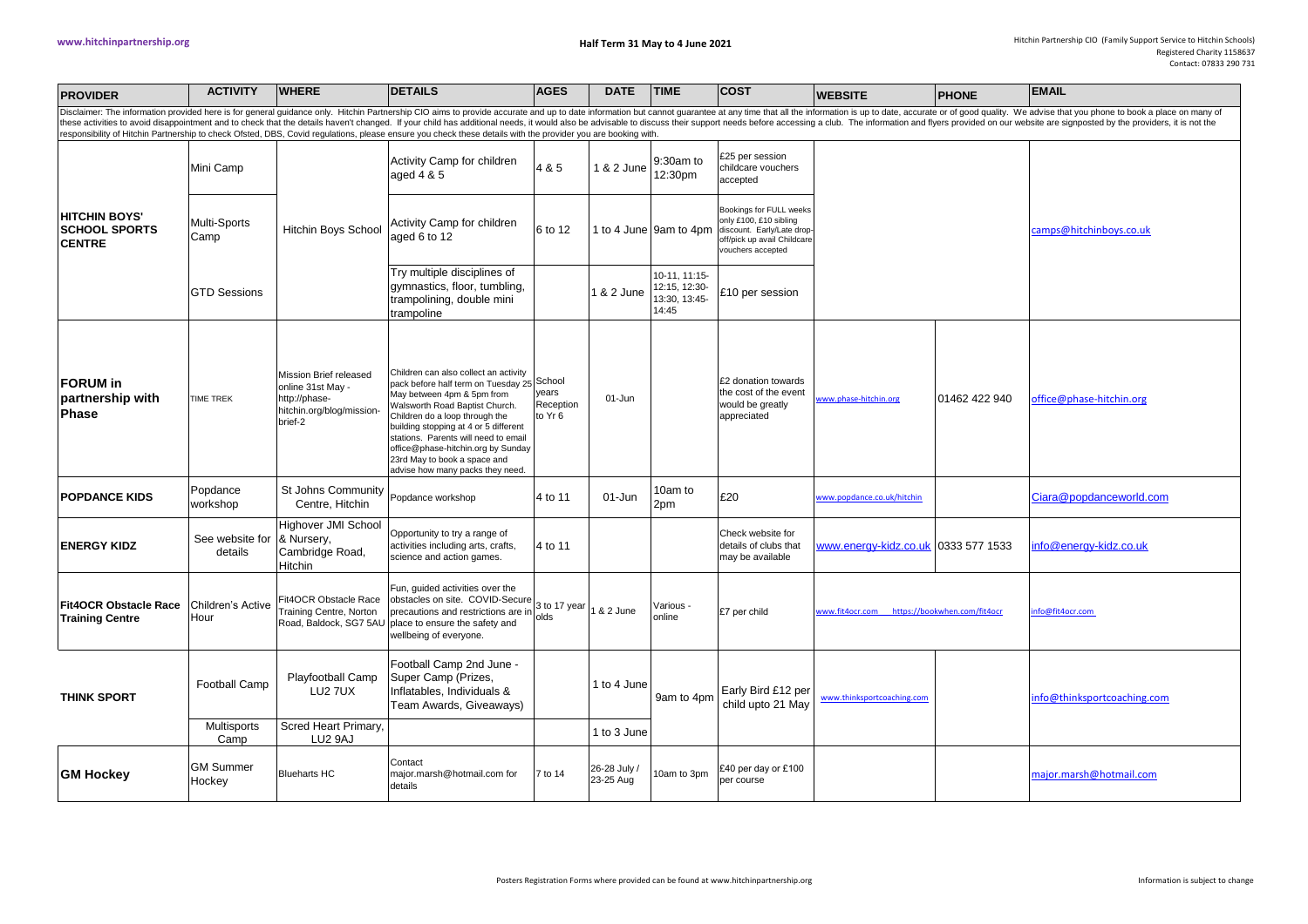| PROVIDER | ACTIVITY | WHERE | DETAILS | AGES | DATE | TIME | COST | WEBSITE | PHONE | EMAIL |
|---|---|---|---|---|---|---|---|---|---|---|
| Disclaimer: The information provided here is for general guidance only. Hitchin Partnership CIO aims to provide accurate and up to date information but cannot guarantee at any time that all the information is up to date, accurate or of good quality. We advise that you phone to book a place on many of these activities to avoid disappointment and to check that the details haven't changed. If your child has additional needs, it would also be advisable to discuss their support needs before accessing a club. The information and flyers provided on our website are signposted by the providers, it is not the responsibility of Hitchin Partnership to check Ofsted, DBS, Covid regulations, please ensure you check these details with the provider you are booking with. | | | | | | | | | | |
| **HITCHIN BOYS' SCHOOL SPORTS CENTRE** | Mini Camp | Hitchin Boys School | Activity Camp for children aged 4 & 5 | 4 & 5 | 1 & 2 June | 9:30am to 12:30pm | £25 per session childcare vouchers accepted | | | camps@hitchinboys.co.uk |
| | Multi-Sports Camp | | Activity Camp for children aged 6 to 12 | 6 to 12 | 1 to 4 June | 9am to 4pm | Bookings for FULL weeks only £100, £10 sibling discount. Early/Late drop-off/pick up avail Childcare vouchers accepted | | | |
| | GTD Sessions | | Try multiple disciplines of gymnastics, floor, tumbling, trampolining, double mini trampoline | | 1 & 2 June | 10-11, 11:15-12:15, 12:30-13:30, 13:45-14:45 | £10 per session | | | |
| **FORUM in partnership with Phase** | TIME TREK | Mission Brief released online 31st May - http://phase-hitchin.org/blog/mission-brief-2 | Children can also collect an activity pack before half term on Tuesday 25 May between 4pm & 5pm from Walsworth Road Baptist Church. Children do a loop through the building stopping at 4 or 5 different stations. Parents will need to email office@phase-hitchin.org by Sunday 23rd May to book a space and advise how many packs they need. | School years Reception to Yr 6 | 01-Jun | | £2 donation towards the cost of the event would be greatly appreciated | www.phase-hitchin.org | 01462 422 940 | office@phase-hitchin.org |
| **POPDANCE KIDS** | Popdance workshop | St Johns Community Centre, Hitchin | Popdance workshop | 4 to 11 | 01-Jun | 10am to 2pm | £20 | www.popdance.co.uk/hitchin | | Ciara@popdanceworld.com |
| **ENERGY KIDZ** | See website for details | Highover JMI School & Nursery, Cambridge Road, Hitchin | Opportunity to try a range of activities including arts, crafts, science and action games. | 4 to 11 | | | Check website for details of clubs that may be available | www.energy-kidz.co.uk | 0333 577 1533 | info@energy-kidz.co.uk |
| **Fit4OCR Obstacle Race Training Centre** | Children's Active Hour | Fit4OCR Obstacle Race Training Centre, Norton Road, Baldock, SG7 5AU | Fun, guided activities over the obstacles on site. COVID-Secure precautions and restrictions are in place to ensure the safety and wellbeing of everyone. | 3 to 17 year olds | 1 & 2 June | Various - online | £7 per child | www.fit4ocr.com https://bookwhen.com/fit4ocr | | info@fit4ocr.com |
| **THINK SPORT** | Football Camp | Playfootball Camp LU2 7UX | Football Camp 2nd June - Super Camp (Prizes, Inflatables, Individuals & Team Awards, Giveaways) | | 1 to 4 June | 9am to 4pm | Early Bird £12 per child upto 21 May | www.thinksportcoaching.com | | info@thinksportcoaching.com |
| | Multisports Camp | Scred Heart Primary, LU2 9AJ | | | 1 to 3 June | | | | | |
| **GM Hockey** | GM Summer Hockey | Bluehearts HC | Contact major.marsh@hotmail.com for details | 7 to 14 | 26-28 July / 23-25 Aug | 10am to 3pm | £40 per day or £100 per course | | | major.marsh@hotmail.com |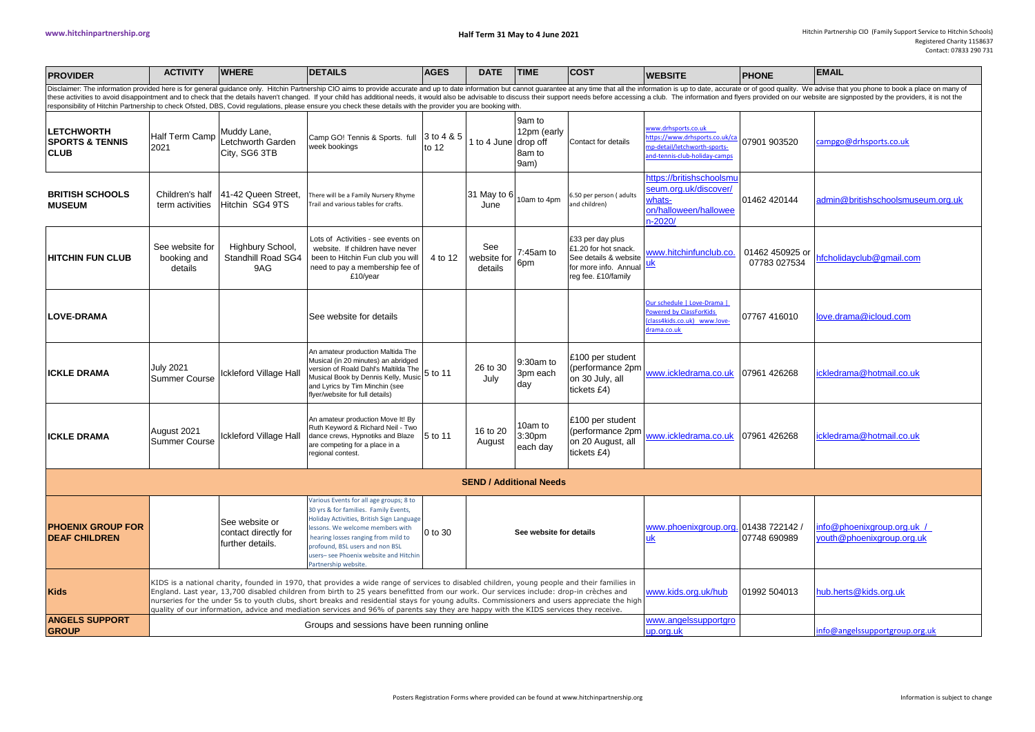| PROVIDER | ACTIVITY | WHERE | DETAILS | AGES | DATE | TIME | COST | WEBSITE | PHONE | EMAIL |
|---|---|---|---|---|---|---|---|---|---|---|
| Disclaimer: The information provided here is for general guidance only. Hitchin Partnership CIO aims to provide accurate and up to date information but cannot guarantee at any time that all the information is up to date, accurate or of good quality. We advise that you phone to book a place on many of these activities to avoid disappointment and to check that the details haven't changed. If your child has additional needs, it would also be advisable to discuss their support needs before accessing a club. The information and flyers provided on our website are signposted by the providers, it is not the responsibility of Hitchin Partnership to check Ofsted, DBS, Covid regulations, please ensure you check these details with the provider you are booking with. | | | | | | | | | | |
| **LETCHWORTH SPORTS & TENNIS CLUB** | Half Term Camp 2021 | Muddy Lane, Letchworth Garden City, SG6 3TB | Camp GO! Tennis & Sports. full week bookings | 3 to 4 & 5 to 12 | 1 to 4 June | 9am to 12pm (early drop off 8am to 9am) | Contact for details | www.drhsports.co.uk https://www.drhsports.co.uk/camp-detail/letchworth-sports-and-tennis-club-holiday-camps | 07901 903520 | campgo@drhsports.co.uk |
| **BRITISH SCHOOLS MUSEUM** | Children's half term activities | 41-42 Queen Street, Hitchin SG4 9TS | There will be a Family Nursery Rhyme Trail and various tables for crafts. | | 31 May to 6 June | 10am to 4pm | 6.50 per person ( adults and children) | https://britishschoolsmuseum.org.uk/discover/whats-on/halloween/halloween-2020/ | 01462 420144 | admin@britishschoolsmuseum.org.uk |
| **HITCHIN FUN CLUB** | See website for booking and details | Highbury School, Standhill Road SG4 9AG | Lots of Activities - see events on website. If children have never been to Hitchin Fun club you will need to pay a membership fee of £10/year | 4 to 12 | See website for details | 7:45am to 6pm | £33 per day plus £1.20 for hot snack. See details & website for more info. Annual reg fee. £10/family | www.hitchinfunclub.co.uk | 01462 450925 or 07783 027534 | hfcholidayclub@gmail.com |
| **LOVE-DRAMA** | | | See website for details | | | | | Our schedule \| Love-Drama \| Powered by ClassForKids (class4kids.co.uk) www.love-drama.co.uk | 07767 416010 | love.drama@icloud.com |
| **ICKLE DRAMA** | July 2021 Summer Course | Ickleford Village Hall | An amateur production Maltida The Musical (in 20 minutes) an abridged version of Roald Dahl's Maltilda The Musical Book by Dennis Kelly, Music and Lyrics by Tim Minchin (see flyer/website for full details) | 5 to 11 | 26 to 30 July | 9:30am to 3pm each day | £100 per student (performance 2pm on 30 July, all tickets £4) | www.ickledrama.co.uk | 07961 426268 | ickledrama@hotmail.co.uk |
| **ICKLE DRAMA** | August 2021 Summer Course | Ickleford Village Hall | An amateur production Move It! By Ruth Keyword & Richard Neil - Two dance crews, Hypnotiks and Blaze are competing for a place in a regional contest. | 5 to 11 | 16 to 20 August | 10am to 3:30pm each day | £100 per student (performance 2pm on 20 August, all tickets £4) | www.ickledrama.co.uk | 07961 426268 | ickledrama@hotmail.co.uk |
| **SEND / Additional Needs** | | | | | | | | | | |
| **PHOENIX GROUP FOR DEAF CHILDREN** | | See website or contact directly for further details. | Various Events for all age groups; 8 to 30 yrs & for families. Family Events, Holiday Activities, British Sign Language lessons. We welcome members with hearing losses ranging from mild to profound, BSL users and non BSL users– see Phoenix website and Hitchin Partnership website. | 0 to 30 | See website for details | | | www.phoenixgroup.org.uk | 01438 722142 / 07748 690989 | info@phoenixgroup.org.uk / youth@phoenixgroup.org.uk |
| **Kids** | KIDS is a national charity, founded in 1970, that provides a wide range of services to disabled children, young people and their families in England. Last year, 13,700 disabled children from birth to 25 years benefitted from our work. Our services include: drop-in crèches and nurseries for the under 5s to youth clubs, short breaks and residential stays for young adults. Commissioners and users appreciate the high quality of our information, advice and mediation services and 96% of parents say they are happy with the KIDS services they receive. | | | | | | | www.kids.org.uk/hub | 01992 504013 | hub.herts@kids.org.uk |
| **ANGELS SUPPORT GROUP** | Groups and sessions have been running online | | | | | | | www.angelssupportgroup.org.uk | | info@angelssupportgroup.org.uk |

Posters Registration Forms where provided can be found at www.hitchinpartnership.org

Information is subject to change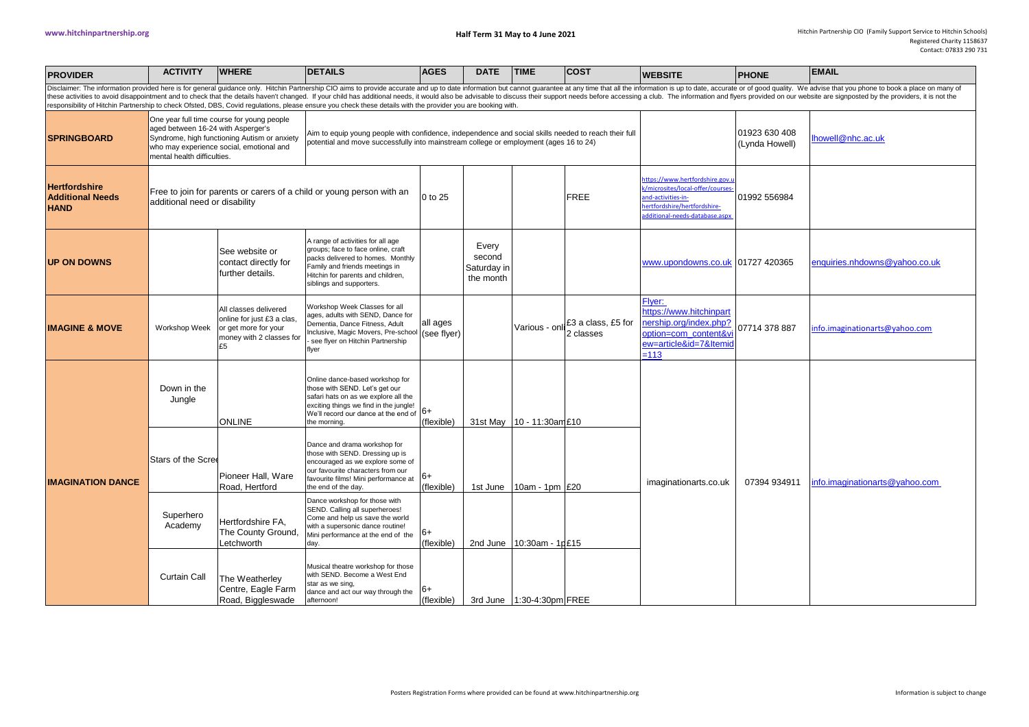| PROVIDER | ACTIVITY | WHERE | DETAILS | AGES | DATE | TIME | COST | WEBSITE | PHONE | EMAIL |
|---|---|---|---|---|---|---|---|---|---|---|
| Disclaimer: The information provided here is for general guidance only. Hitchin Partnership CIO aims to provide accurate and up to date information but cannot guarantee at any time that all the information is up to date, accurate or of good quality. We advise that you phone to book a place on many of these activities to avoid disappointment and to check that the details haven't changed. If your child has additional needs, it would also be advisable to discuss their support needs before accessing a club. The information and flyers provided on our website are signposted by the providers, it is not the responsibility of Hitchin Partnership to check Ofsted, DBS, Covid regulations, please ensure you check these details with the provider you are booking with. | | | | | | | | | | |
| **SPRINGBOARD** | One year full time course for young people aged between 16-24 with Asperger's Syndrome, high functioning Autism or anxiety who may experience social, emotional and mental health difficulties. | | Aim to equip young people with confidence, independence and social skills needed to reach their full potential and move successfully into mainstream college or employment (ages 16 to 24) | | | | | | 01923 630 408 (Lynda Howell) | lhowell@nhc.ac.uk |
| **Hertfordshire Additional Needs HAND** | Free to join for parents or carers of a child or young person with an additional need or disability | | | 0 to 25 | | | FREE | https://www.hertfordshire.gov.uk/microsites/local-offer/courses-and-activities-in-hertfordshire/hertfordshire-additional-needs-database.aspx | 01992 556984 | |
| **UP ON DOWNS** | | See website or contact directly for further details. | A range of activities for all age groups; face to face online, craft packs delivered to homes. Monthly Family and friends meetings in Hitchin for parents and children, siblings and supporters. | | Every second Saturday in the month | | | www.upondowns.co.uk | 01727 420365 | enquiries.nhdowns@yahoo.co.uk |
| **IMAGINE & MOVE** | Workshop Week | All classes delivered online for just £3 a clas, or get more for your money with 2 classes for £5 | Workshop Week Classes for all ages, adults with SEND, Dance for Dementia, Dance Fitness, Adult Inclusive, Magic Movers, Pre-school - see flyer on Hitchin Partnership flyer | all ages (see flyer) | | Various - onl | £3 a class, £5 for 2 classes | Flyer: https://www.hitchinpartnership.org/index.php?option=com_content&view=article&id=7&Itemid=113 | 07714 378 887 | info.imaginationarts@yahoo.com |
| **IMAGINATION DANCE** | Down in the Jungle | ONLINE | Online dance-based workshop for those with SEND. Let's get our safari hats on as we explore all the exciting things we find in the jungle! We'll record our dance at the end of the morning. | 6+ (flexible) | 31st May | 10 - 11:30am | £10 | imaginationarts.co.uk | 07394 934911 | info.imaginationarts@yahoo.com |
| | Stars of the Scree | Pioneer Hall, Ware Road, Hertford | Dance and drama workshop for those with SEND. Dressing up is encouraged as we explore some of our favourite characters from our favourite films! Mini performance at the end of the day. | 6+ (flexible) | 1st June | 10am - 1pm | £20 | | | |
| | Superhero Academy | Hertfordshire FA, The County Ground, Letchworth | Dance workshop for those with SEND. Calling all superheroes! Come and help us save the world with a supersonic dance routine! Mini performance at the end of the day. | 6+ (flexible) | 2nd June | 10:30am - 1p | £15 | | | |
| | Curtain Call | The Weatherley Centre, Eagle Farm Road, Biggleswade | Musical theatre workshop for those with SEND. Become a West End star as we sing, dance and act our way through the afternoon! | 6+ (flexible) | 3rd June | 1:30-4:30pm | FREE | | | |

Posters Registration Forms where provided can be found at www.hitchinpartnership.org

Information is subject to change